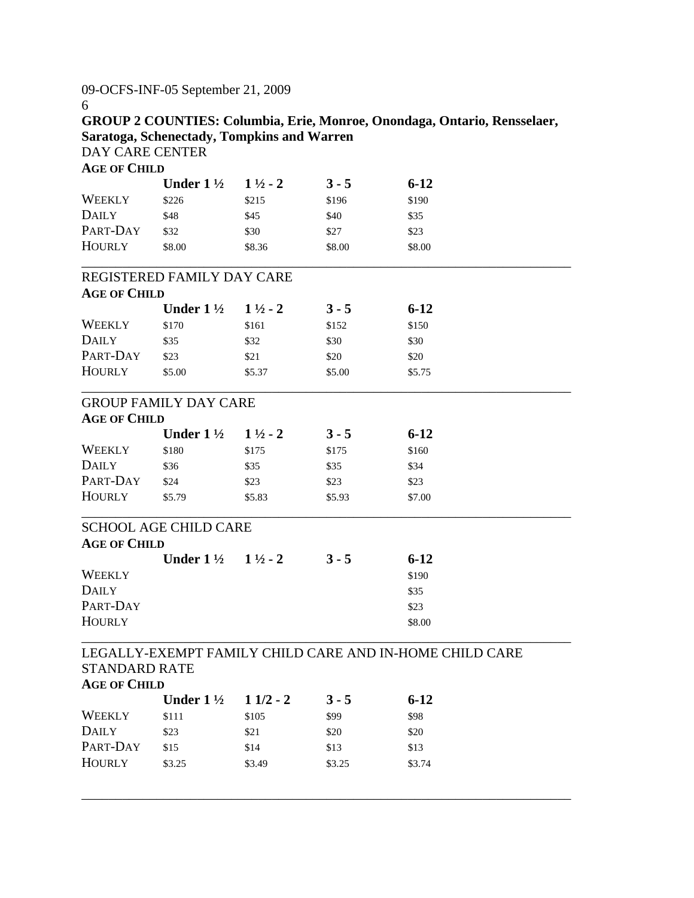09-OCFS-INF-05 September 21, 2009

**GROUP 2 COUNTIES: Columbia, Erie, Monroe, Onondaga, Ontario, Rensselaer, Saratoga, Schenectady, Tompkins and Warren**

DAY CARE CENTER

**AGE OF CHILD**

| | Under 1 ½ | 1 ½ - 2 | 3 - 5 | 6-12 |
|---|---|---|---|---|
| WEEKLY | $226 | $215 | $196 | $190 |
| DAILY | $48 | $45 | $40 | $35 |
| PART-DAY | $32 | $30 | $27 | $23 |
| HOURLY | $8.00 | $8.36 | $8.00 | $8.00 |

REGISTERED FAMILY DAY CARE

**AGE OF CHILD**

| | Under 1 ½ | 1 ½ - 2 | 3 - 5 | 6-12 |
|---|---|---|---|---|
| WEEKLY | $170 | $161 | $152 | $150 |
| DAILY | $35 | $32 | $30 | $30 |
| PART-DAY | $23 | $21 | $20 | $20 |
| HOURLY | $5.00 | $5.37 | $5.00 | $5.75 |

GROUP FAMILY DAY CARE

**AGE OF CHILD**

| | Under 1 ½ | 1 ½ - 2 | 3 - 5 | 6-12 |
|---|---|---|---|---|
| WEEKLY | $180 | $175 | $175 | $160 |
| DAILY | $36 | $35 | $35 | $34 |
| PART-DAY | $24 | $23 | $23 | $23 |
| HOURLY | $5.79 | $5.83 | $5.93 | $7.00 |

SCHOOL AGE CHILD CARE

**AGE OF CHILD**

| | Under 1 ½ | 1 ½ - 2 | 3 - 5 | 6-12 |
|---|---|---|---|---|
| WEEKLY | | | | $190 |
| DAILY | | | | $35 |
| PART-DAY | | | | $23 |
| HOURLY | | | | $8.00 |

LEGALLY-EXEMPT FAMILY CHILD CARE AND IN-HOME CHILD CARE STANDARD RATE

**AGE OF CHILD**

| | Under 1 ½ | 1 1/2 - 2 | 3 - 5 | 6-12 |
|---|---|---|---|---|
| WEEKLY | $111 | $105 | $99 | $98 |
| DAILY | $23 | $21 | $20 | $20 |
| PART-DAY | $15 | $14 | $13 | $13 |
| HOURLY | $3.25 | $3.49 | $3.25 | $3.74 |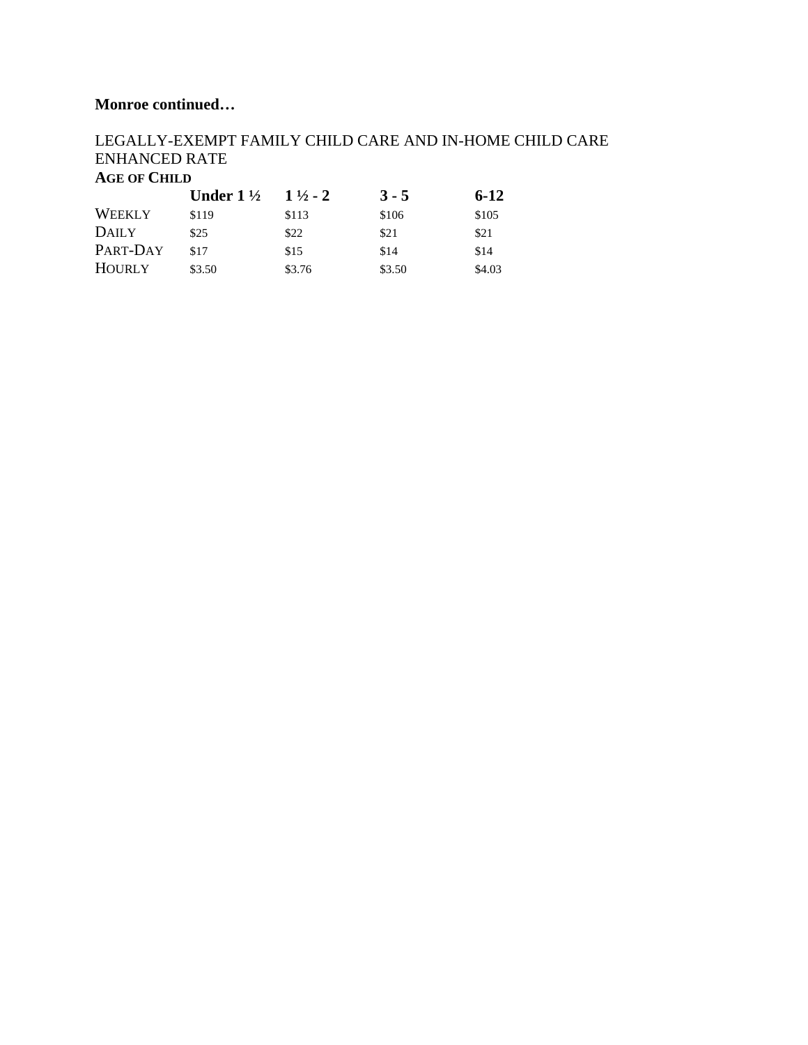**Monroe continued…**

LEGALLY-EXEMPT FAMILY CHILD CARE AND IN-HOME CHILD CARE ENHANCED RATE

**AGE OF CHILD**

| | Under 1 ½ | 1 ½ - 2 | 3 - 5 | 6-12 |
|---|---|---|---|---|
| WEEKLY | $119 | $113 | $106 | $105 |
| DAILY | $25 | $22 | $21 | $21 |
| PART-DAY | $17 | $15 | $14 | $14 |
| HOURLY | $3.50 | $3.76 | $3.50 | $4.03 |